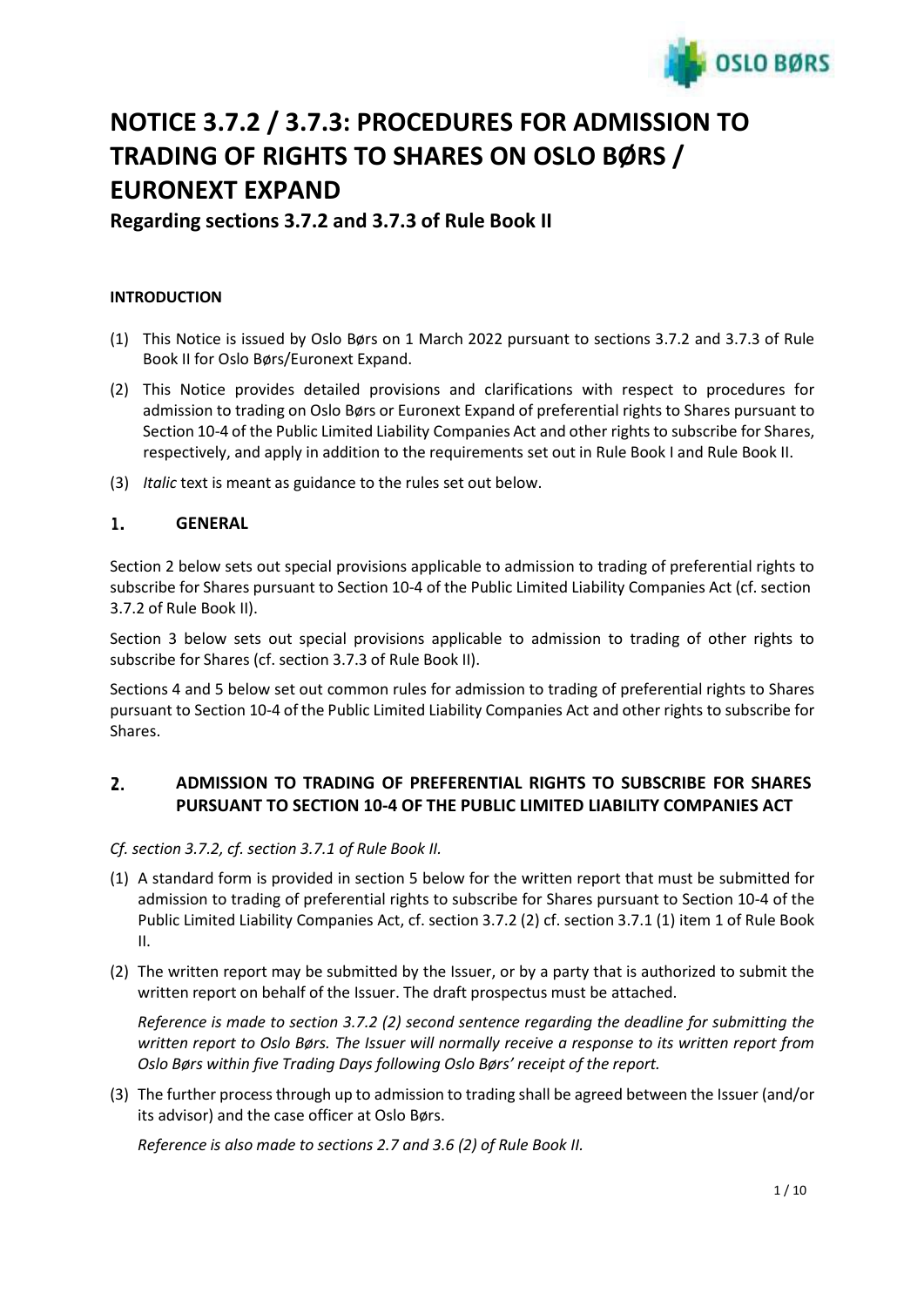# NOTICE 3.7.2 / 3.7.3: PROCEDURES FOR ADMISSION TO TRADING OF RIGHTS TO SHARES ON OSLO BØRS / EURONEXT EXPAND

## Regarding sections 3.7.2 and 3.7.3 of Rule Book II

**INTRODUCTION**

(1) This Notice is issued by Oslo Børs on 1 March 2022 pursuant to sections 3.7.2 and 3.7.3 of Rule Book II for Oslo Børs/Euronext Expand.

(2) This Notice provides detailed provisions and clarifications with respect to procedures for admission to trading on Oslo Børs or Euronext Expand of preferential rights to Shares pursuant to Section 10-4 of the Public Limited Liability Companies Act and other rights to subscribe for Shares, respectively, and apply in addition to the requirements set out in Rule Book I and Rule Book II.

(3) *Italic* text is meant as guidance to the rules set out below.

## 1. GENERAL

Section 2 below sets out special provisions applicable to admission to trading of preferential rights to subscribe for Shares pursuant to Section 10-4 of the Public Limited Liability Companies Act (cf. section 3.7.2 of Rule Book II).

Section 3 below sets out special provisions applicable to admission to trading of other rights to subscribe for Shares (cf. section 3.7.3 of Rule Book II).

Sections 4 and 5 below set out common rules for admission to trading of preferential rights to Shares pursuant to Section 10-4 of the Public Limited Liability Companies Act and other rights to subscribe for Shares.

## 2. ADMISSION TO TRADING OF PREFERENTIAL RIGHTS TO SUBSCRIBE FOR SHARES PURSUANT TO SECTION 10-4 OF THE PUBLIC LIMITED LIABILITY COMPANIES ACT

*Cf. section 3.7.2, cf. section 3.7.1 of Rule Book II.*

(1) A standard form is provided in section 5 below for the written report that must be submitted for admission to trading of preferential rights to subscribe for Shares pursuant to Section 10-4 of the Public Limited Liability Companies Act, cf. section 3.7.2 (2) cf. section 3.7.1 (1) item 1 of Rule Book II.

(2) The written report may be submitted by the Issuer, or by a party that is authorized to submit the written report on behalf of the Issuer. The draft prospectus must be attached.

*Reference is made to section 3.7.2 (2) second sentence regarding the deadline for submitting the written report to Oslo Børs. The Issuer will normally receive a response to its written report from Oslo Børs within five Trading Days following Oslo Børs' receipt of the report.*

(3) The further process through up to admission to trading shall be agreed between the Issuer (and/or its advisor) and the case officer at Oslo Børs.

*Reference is also made to sections 2.7 and 3.6 (2) of Rule Book II.*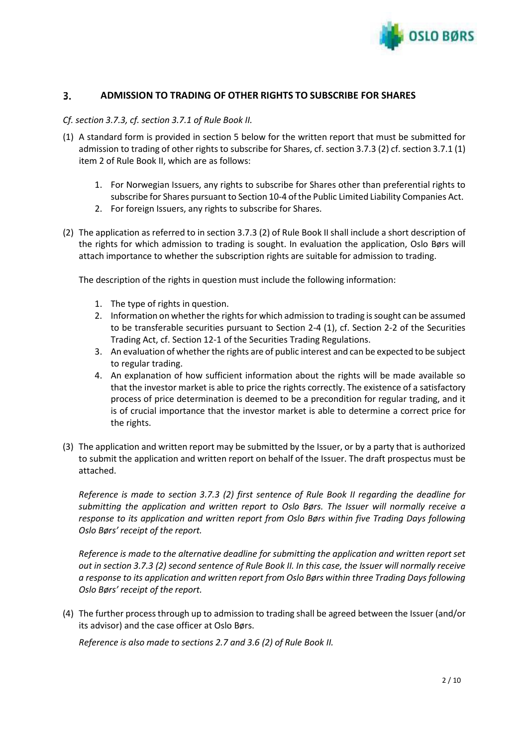## 3. ADMISSION TO TRADING OF OTHER RIGHTS TO SUBSCRIBE FOR SHARES

*Cf. section 3.7.3, cf. section 3.7.1 of Rule Book II.*

(1) A standard form is provided in section 5 below for the written report that must be submitted for admission to trading of other rights to subscribe for Shares, cf. section 3.7.3 (2) cf. section 3.7.1 (1) item 2 of Rule Book II, which are as follows:

1. For Norwegian Issuers, any rights to subscribe for Shares other than preferential rights to subscribe for Shares pursuant to Section 10-4 of the Public Limited Liability Companies Act.
2. For foreign Issuers, any rights to subscribe for Shares.

(2) The application as referred to in section 3.7.3 (2) of Rule Book II shall include a short description of the rights for which admission to trading is sought. In evaluation the application, Oslo Børs will attach importance to whether the subscription rights are suitable for admission to trading.

The description of the rights in question must include the following information:

1. The type of rights in question.
2. Information on whether the rights for which admission to trading is sought can be assumed to be transferable securities pursuant to Section 2-4 (1), cf. Section 2-2 of the Securities Trading Act, cf. Section 12-1 of the Securities Trading Regulations.
3. An evaluation of whether the rights are of public interest and can be expected to be subject to regular trading.
4. An explanation of how sufficient information about the rights will be made available so that the investor market is able to price the rights correctly. The existence of a satisfactory process of price determination is deemed to be a precondition for regular trading, and it is of crucial importance that the investor market is able to determine a correct price for the rights.

(3) The application and written report may be submitted by the Issuer, or by a party that is authorized to submit the application and written report on behalf of the Issuer. The draft prospectus must be attached.

*Reference is made to section 3.7.3 (2) first sentence of Rule Book II regarding the deadline for submitting the application and written report to Oslo Børs. The Issuer will normally receive a response to its application and written report from Oslo Børs within five Trading Days following Oslo Børs' receipt of the report.*

*Reference is made to the alternative deadline for submitting the application and written report set out in section 3.7.3 (2) second sentence of Rule Book II. In this case, the Issuer will normally receive a response to its application and written report from Oslo Børs within three Trading Days following Oslo Børs' receipt of the report.*

(4) The further process through up to admission to trading shall be agreed between the Issuer (and/or its advisor) and the case officer at Oslo Børs.

*Reference is also made to sections 2.7 and 3.6 (2) of Rule Book II.*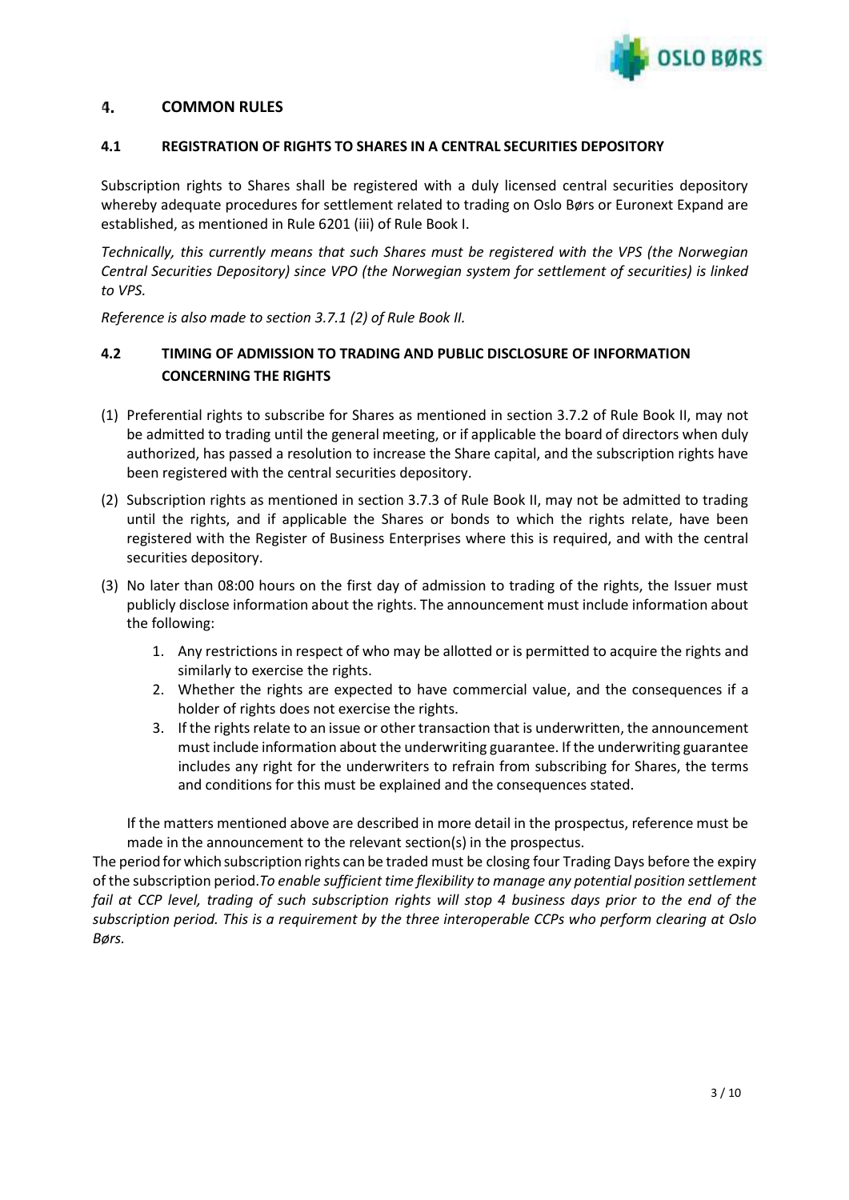# 4. COMMON RULES

## 4.1 REGISTRATION OF RIGHTS TO SHARES IN A CENTRAL SECURITIES DEPOSITORY

Subscription rights to Shares shall be registered with a duly licensed central securities depository whereby adequate procedures for settlement related to trading on Oslo Børs or Euronext Expand are established, as mentioned in Rule 6201 (iii) of Rule Book I.

*Technically, this currently means that such Shares must be registered with the VPS (the Norwegian Central Securities Depository) since VPO (the Norwegian system for settlement of securities) is linked to VPS.*

*Reference is also made to section 3.7.1 (2) of Rule Book II.*

## 4.2 TIMING OF ADMISSION TO TRADING AND PUBLIC DISCLOSURE OF INFORMATION CONCERNING THE RIGHTS

(1) Preferential rights to subscribe for Shares as mentioned in section 3.7.2 of Rule Book II, may not be admitted to trading until the general meeting, or if applicable the board of directors when duly authorized, has passed a resolution to increase the Share capital, and the subscription rights have been registered with the central securities depository.

(2) Subscription rights as mentioned in section 3.7.3 of Rule Book II, may not be admitted to trading until the rights, and if applicable the Shares or bonds to which the rights relate, have been registered with the Register of Business Enterprises where this is required, and with the central securities depository.

(3) No later than 08:00 hours on the first day of admission to trading of the rights, the Issuer must publicly disclose information about the rights. The announcement must include information about the following:

1. Any restrictions in respect of who may be allotted or is permitted to acquire the rights and similarly to exercise the rights.
2. Whether the rights are expected to have commercial value, and the consequences if a holder of rights does not exercise the rights.
3. If the rights relate to an issue or other transaction that is underwritten, the announcement must include information about the underwriting guarantee. If the underwriting guarantee includes any right for the underwriters to refrain from subscribing for Shares, the terms and conditions for this must be explained and the consequences stated.

If the matters mentioned above are described in more detail in the prospectus, reference must be made in the announcement to the relevant section(s) in the prospectus.

The period for which subscription rights can be traded must be closing four Trading Days before the expiry of the subscription period.*To enable sufficient time flexibility to manage any potential position settlement fail at CCP level, trading of such subscription rights will stop 4 business days prior to the end of the subscription period. This is a requirement by the three interoperable CCPs who perform clearing at Oslo Børs.*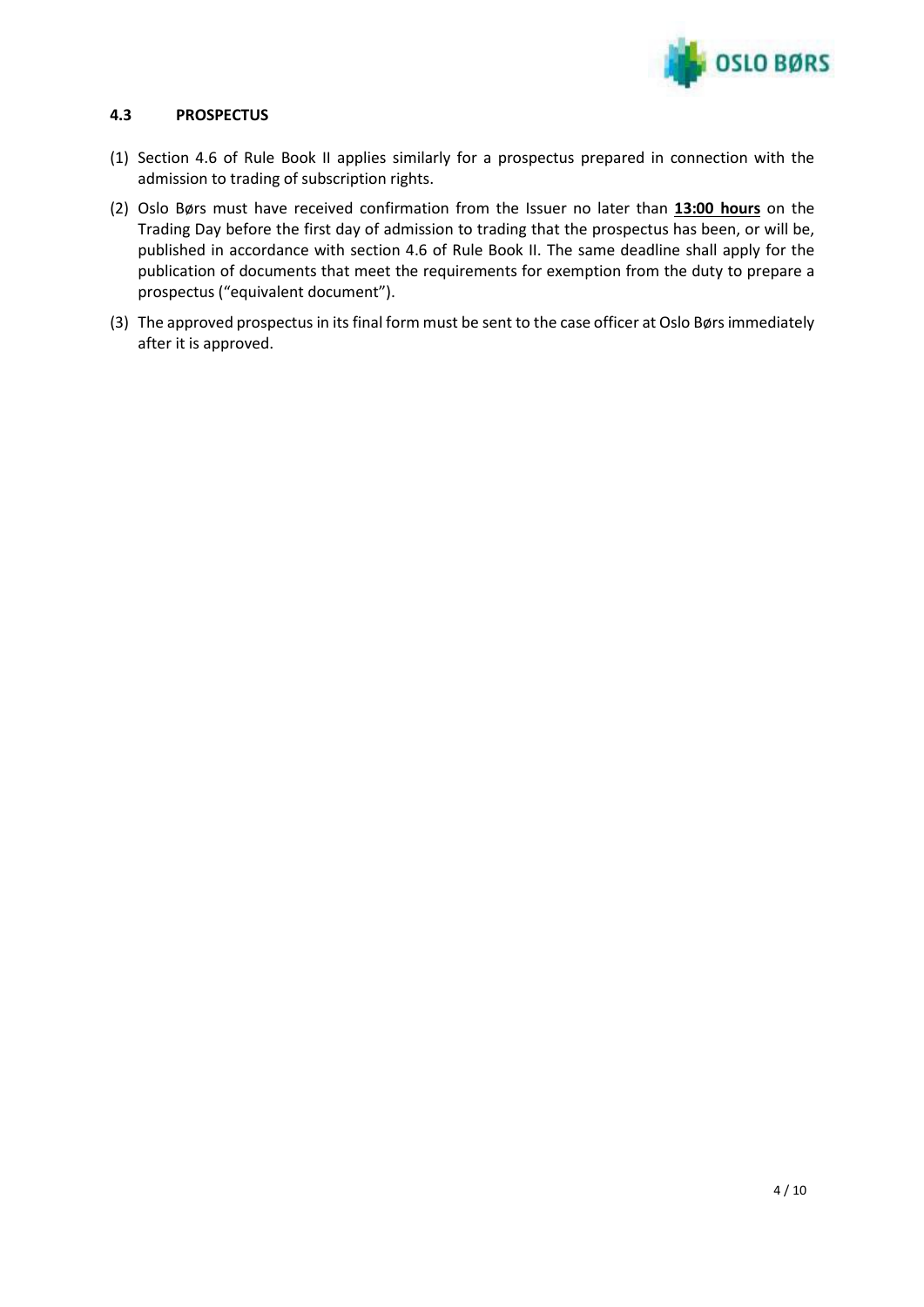### 4.3 PROSPECTUS

(1) Section 4.6 of Rule Book II applies similarly for a prospectus prepared in connection with the admission to trading of subscription rights.

(2) Oslo Børs must have received confirmation from the Issuer no later than **13:00 hours** on the Trading Day before the first day of admission to trading that the prospectus has been, or will be, published in accordance with section 4.6 of Rule Book II. The same deadline shall apply for the publication of documents that meet the requirements for exemption from the duty to prepare a prospectus ("equivalent document").

(3) The approved prospectus in its final form must be sent to the case officer at Oslo Børs immediately after it is approved.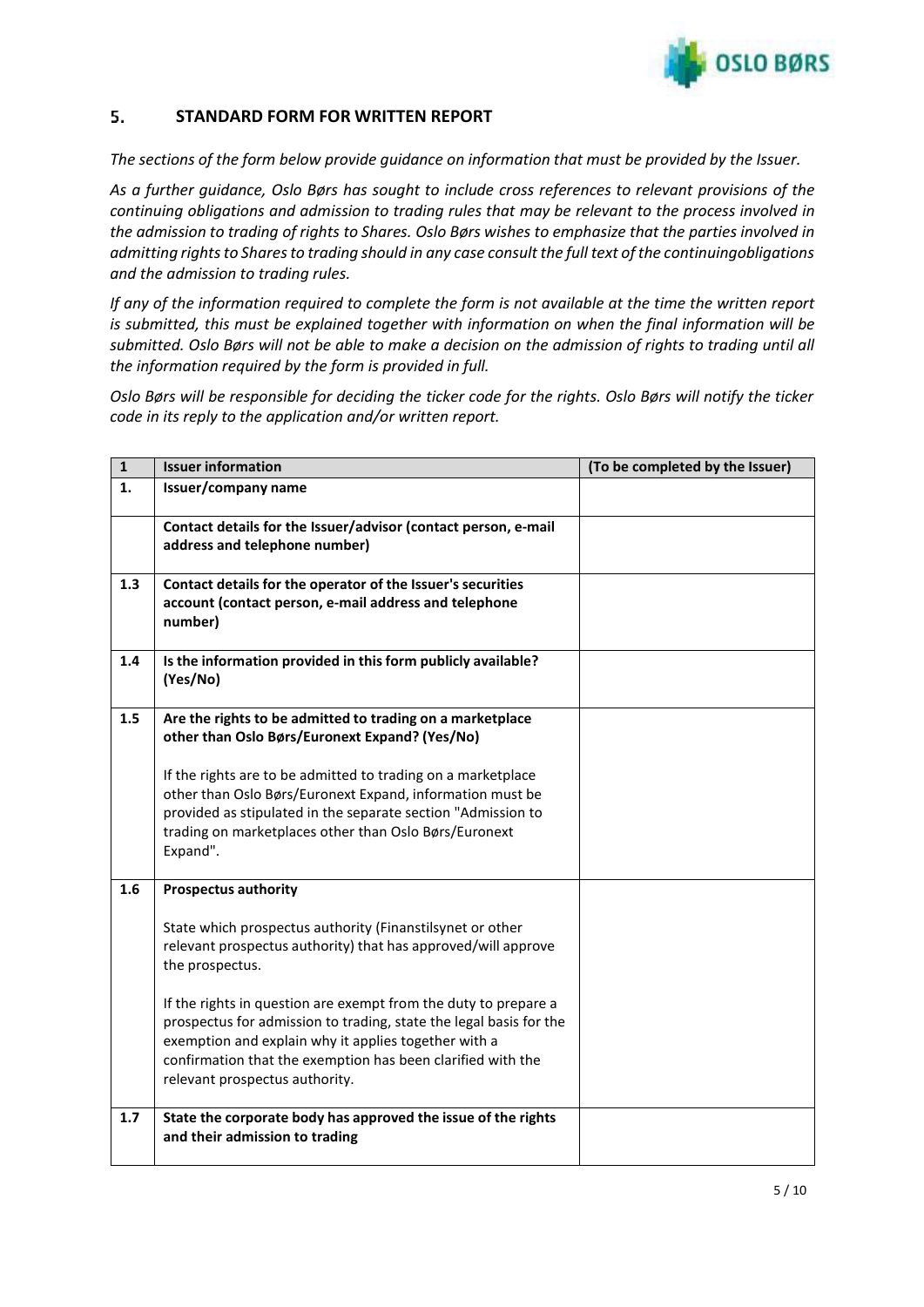## 5. STANDARD FORM FOR WRITTEN REPORT

*The sections of the form below provide guidance on information that must be provided by the Issuer.*

*As a further guidance, Oslo Børs has sought to include cross references to relevant provisions of the continuing obligations and admission to trading rules that may be relevant to the process involved in the admission to trading of rights to Shares. Oslo Børs wishes to emphasize that the parties involved in admitting rights to Shares to trading should in any case consult the full text of the continuingobligations and the admission to trading rules.*

*If any of the information required to complete the form is not available at the time the written report is submitted, this must be explained together with information on when the final information will be submitted. Oslo Børs will not be able to make a decision on the admission of rights to trading until all the information required by the form is provided in full.*

*Oslo Børs will be responsible for deciding the ticker code for the rights. Oslo Børs will notify the ticker code in its reply to the application and/or written report.*

| 1 | Issuer information | (To be completed by the Issuer) |
|---|---|---|
| 1. | **Issuer/company name** | |
| | **Contact details for the Issuer/advisor (contact person, e-mail address and telephone number)** | |
| 1.3 | **Contact details for the operator of the Issuer's securities account (contact person, e-mail address and telephone number)** | |
| 1.4 | **Is the information provided in this form publicly available? (Yes/No)** | |
| 1.5 | **Are the rights to be admitted to trading on a marketplace other than Oslo Børs/Euronext Expand? (Yes/No)**<br><br>If the rights are to be admitted to trading on a marketplace other than Oslo Børs/Euronext Expand, information must be provided as stipulated in the separate section "Admission to trading on marketplaces other than Oslo Børs/Euronext Expand". | |
| 1.6 | **Prospectus authority**<br><br>State which prospectus authority (Finanstilsynet or other relevant prospectus authority) that has approved/will approve the prospectus.<br><br>If the rights in question are exempt from the duty to prepare a prospectus for admission to trading, state the legal basis for the exemption and explain why it applies together with a confirmation that the exemption has been clarified with the relevant prospectus authority. | |
| 1.7 | **State the corporate body has approved the issue of the rights and their admission to trading** | |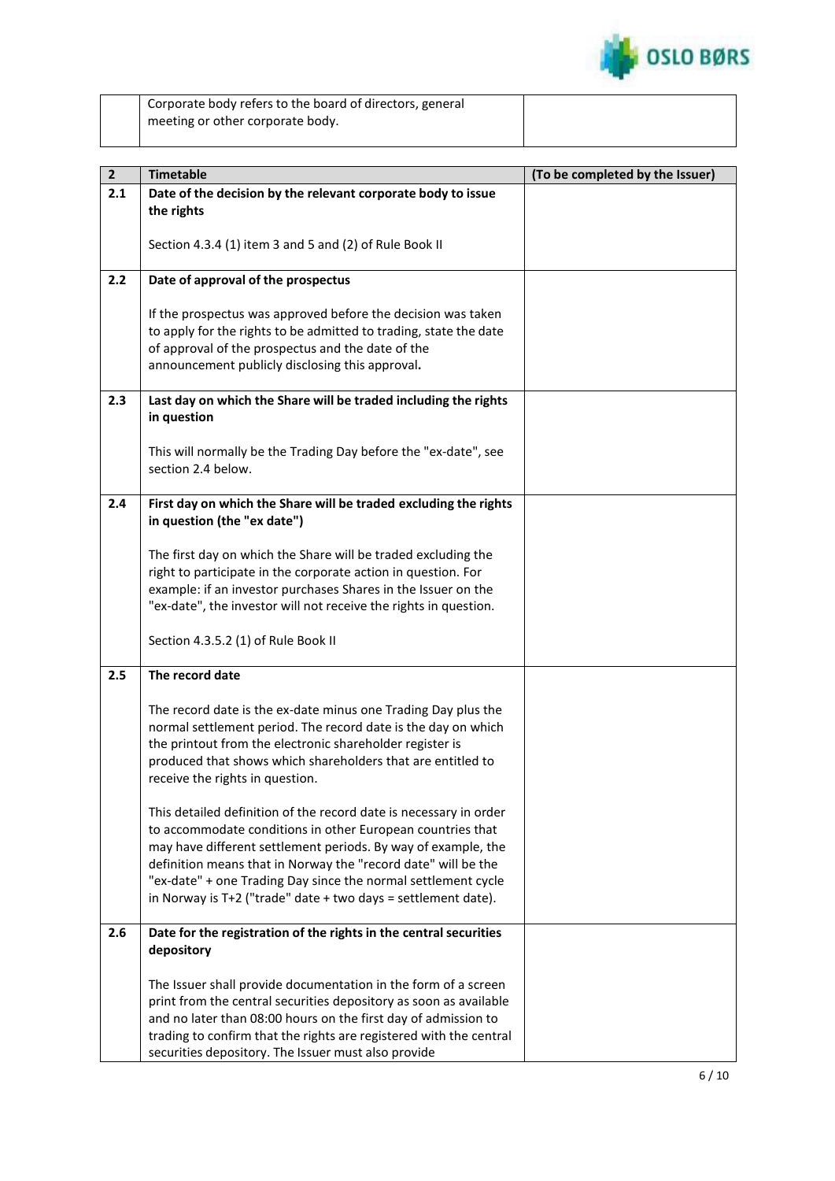| | | |
|---|---|---|
| | Corporate body refers to the board of directors, general meeting or other corporate body. | |

| 2 | Timetable | (To be completed by the Issuer) |
|---|---|---|
| 2.1 | **Date of the decision by the relevant corporate body to issue the rights**<br><br>Section 4.3.4 (1) item 3 and 5 and (2) of Rule Book II | |
| 2.2 | **Date of approval of the prospectus**<br><br>If the prospectus was approved before the decision was taken to apply for the rights to be admitted to trading, state the date of approval of the prospectus and the date of the announcement publicly disclosing this approval. | |
| 2.3 | **Last day on which the Share will be traded including the rights in question**<br><br>This will normally be the Trading Day before the "ex-date", see section 2.4 below. | |
| 2.4 | **First day on which the Share will be traded excluding the rights in question (the "ex date")**<br><br>The first day on which the Share will be traded excluding the right to participate in the corporate action in question. For example: if an investor purchases Shares in the Issuer on the "ex-date", the investor will not receive the rights in question.<br><br>Section 4.3.5.2 (1) of Rule Book II | |
| 2.5 | **The record date**<br><br>The record date is the ex-date minus one Trading Day plus the normal settlement period. The record date is the day on which the printout from the electronic shareholder register is produced that shows which shareholders that are entitled to receive the rights in question.<br><br>This detailed definition of the record date is necessary in order to accommodate conditions in other European countries that may have different settlement periods. By way of example, the definition means that in Norway the "record date" will be the "ex-date" + one Trading Day since the normal settlement cycle in Norway is T+2 ("trade" date + two days = settlement date). | |
| 2.6 | **Date for the registration of the rights in the central securities depository**<br><br>The Issuer shall provide documentation in the form of a screen print from the central securities depository as soon as available and no later than 08:00 hours on the first day of admission to trading to confirm that the rights are registered with the central securities depository. The Issuer must also provide | |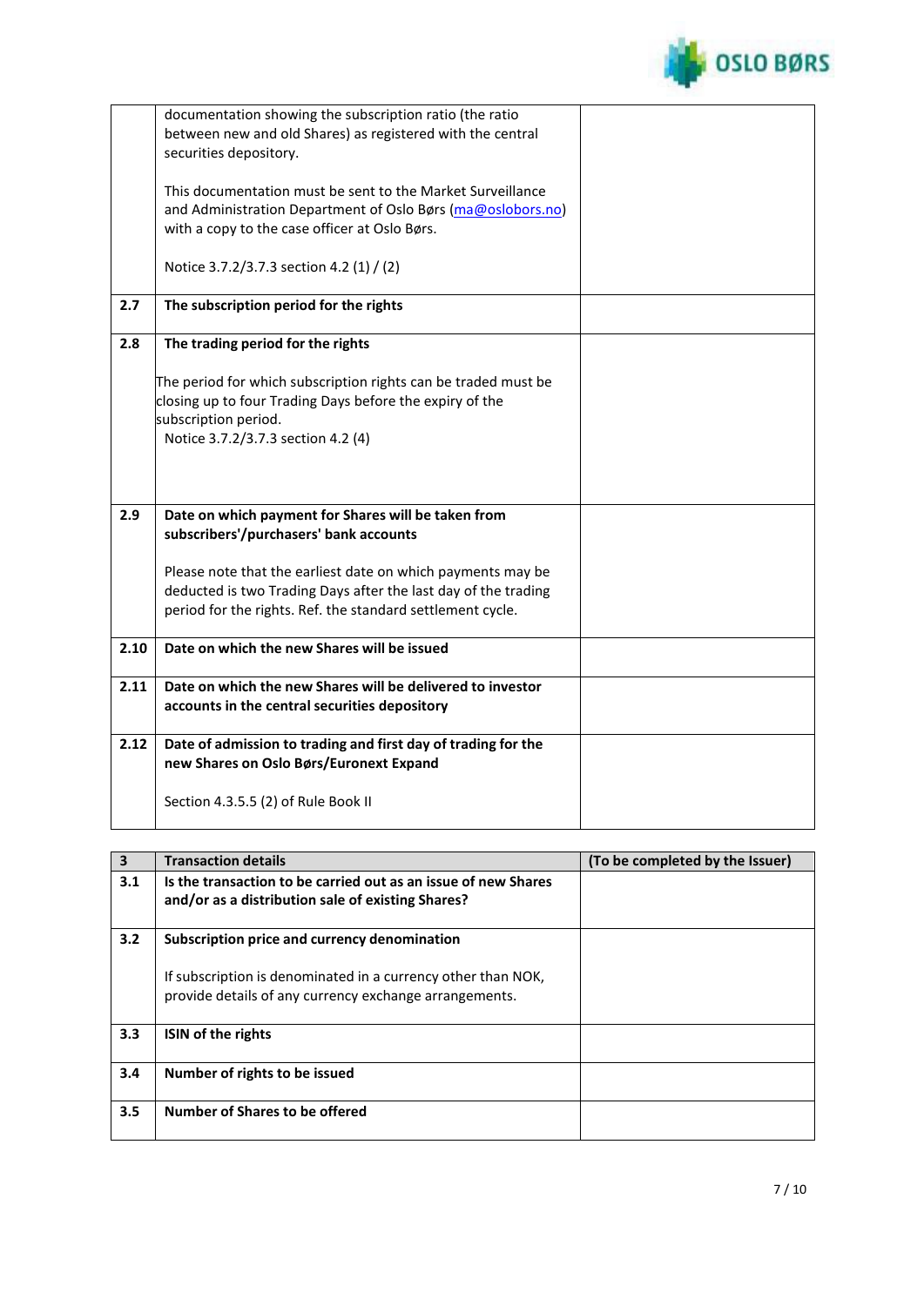| | | |
|---|---|---|
| | documentation showing the subscription ratio (the ratio between new and old Shares) as registered with the central securities depository.<br><br>This documentation must be sent to the Market Surveillance and Administration Department of Oslo Børs (ma@oslobors.no) with a copy to the case officer at Oslo Børs.<br><br>Notice 3.7.2/3.7.3 section 4.2 (1) / (2) | |
| **2.7** | **The subscription period for the rights** | |
| **2.8** | **The trading period for the rights**<br><br>The period for which subscription rights can be traded must be closing up to four Trading Days before the expiry of the subscription period.<br>Notice 3.7.2/3.7.3 section 4.2 (4) | |
| **2.9** | **Date on which payment for Shares will be taken from subscribers'/purchasers' bank accounts**<br><br>Please note that the earliest date on which payments may be deducted is two Trading Days after the last day of the trading period for the rights. Ref. the standard settlement cycle. | |
| **2.10** | **Date on which the new Shares will be issued** | |
| **2.11** | **Date on which the new Shares will be delivered to investor accounts in the central securities depository** | |
| **2.12** | **Date of admission to trading and first day of trading for the new Shares on Oslo Børs/Euronext Expand**<br><br>Section 4.3.5.5 (2) of Rule Book II | |

| 3 | Transaction details | (To be completed by the Issuer) |
|---|---|---|
| **3.1** | **Is the transaction to be carried out as an issue of new Shares and/or as a distribution sale of existing Shares?** | |
| **3.2** | **Subscription price and currency denomination**<br><br>If subscription is denominated in a currency other than NOK, provide details of any currency exchange arrangements. | |
| **3.3** | **ISIN of the rights** | |
| **3.4** | **Number of rights to be issued** | |
| **3.5** | **Number of Shares to be offered** | |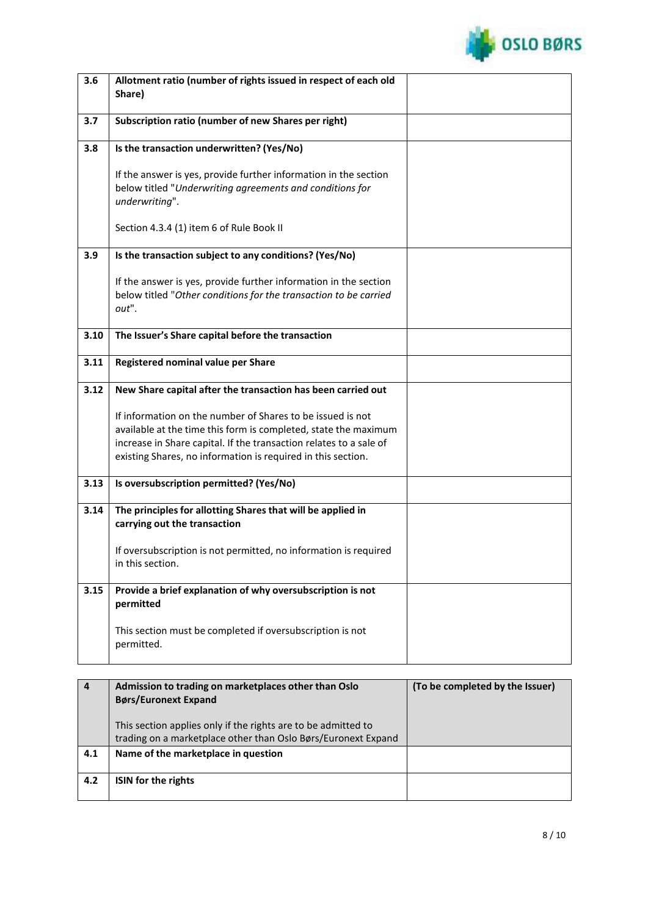| | | |
|---|---|---|
| **3.6** | **Allotment ratio (number of rights issued in respect of each old Share)** | |
| **3.7** | **Subscription ratio (number of new Shares per right)** | |
| **3.8** | **Is the transaction underwritten? (Yes/No)**<br><br>If the answer is yes, provide further information in the section below titled "*Underwriting agreements and conditions for underwriting*".<br><br>Section 4.3.4 (1) item 6 of Rule Book II | |
| **3.9** | **Is the transaction subject to any conditions? (Yes/No)**<br><br>If the answer is yes, provide further information in the section below titled "*Other conditions for the transaction to be carried out*". | |
| **3.10** | **The Issuer's Share capital before the transaction** | |
| **3.11** | **Registered nominal value per Share** | |
| **3.12** | **New Share capital after the transaction has been carried out**<br><br>If information on the number of Shares to be issued is not available at the time this form is completed, state the maximum increase in Share capital. If the transaction relates to a sale of existing Shares, no information is required in this section. | |
| **3.13** | **Is oversubscription permitted? (Yes/No)** | |
| **3.14** | **The principles for allotting Shares that will be applied in carrying out the transaction**<br><br>If oversubscription is not permitted, no information is required in this section. | |
| **3.15** | **Provide a brief explanation of why oversubscription is not permitted**<br><br>This section must be completed if oversubscription is not permitted. | |

| **4** | **Admission to trading on marketplaces other than Oslo Børs/Euronext Expand**<br><br>This section applies only if the rights are to be admitted to trading on a marketplace other than Oslo Børs/Euronext Expand | **(To be completed by the Issuer)** |
|---|---|---|
| **4.1** | **Name of the marketplace in question** | |
| **4.2** | **ISIN for the rights** | |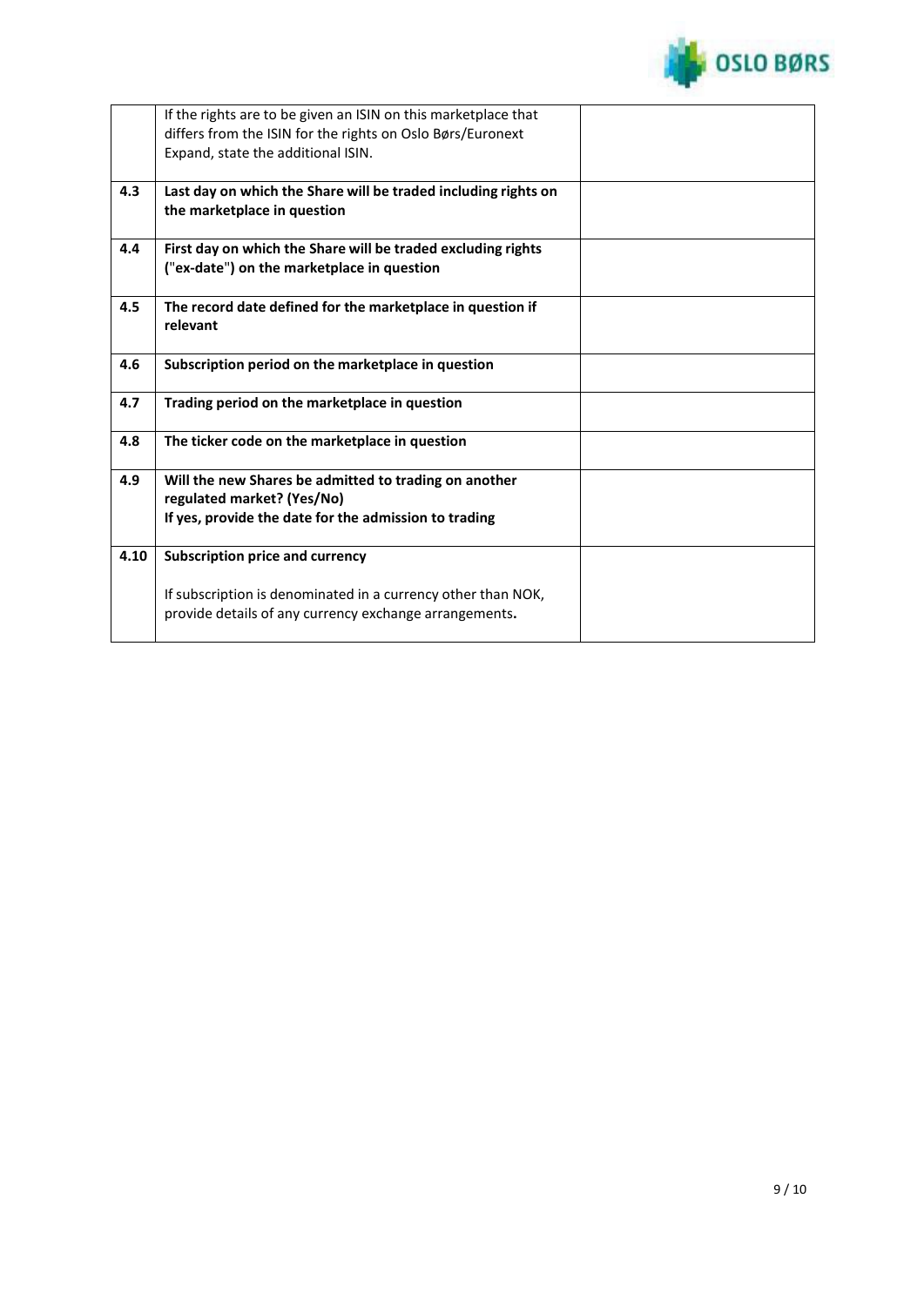|  |  |  |
|---|---|---|
|  | If the rights are to be given an ISIN on this marketplace that differs from the ISIN for the rights on Oslo Børs/Euronext Expand, state the additional ISIN. |  |
| **4.3** | **Last day on which the Share will be traded including rights on the marketplace in question** |  |
| **4.4** | **First day on which the Share will be traded excluding rights ("ex-date") on the marketplace in question** |  |
| **4.5** | **The record date defined for the marketplace in question if relevant** |  |
| **4.6** | **Subscription period on the marketplace in question** |  |
| **4.7** | **Trading period on the marketplace in question** |  |
| **4.8** | **The ticker code on the marketplace in question** |  |
| **4.9** | **Will the new Shares be admitted to trading on another regulated market? (Yes/No)**<br>**If yes, provide the date for the admission to trading** |  |
| **4.10** | **Subscription price and currency**<br><br>If subscription is denominated in a currency other than NOK, provide details of any currency exchange arrangements**.** |  |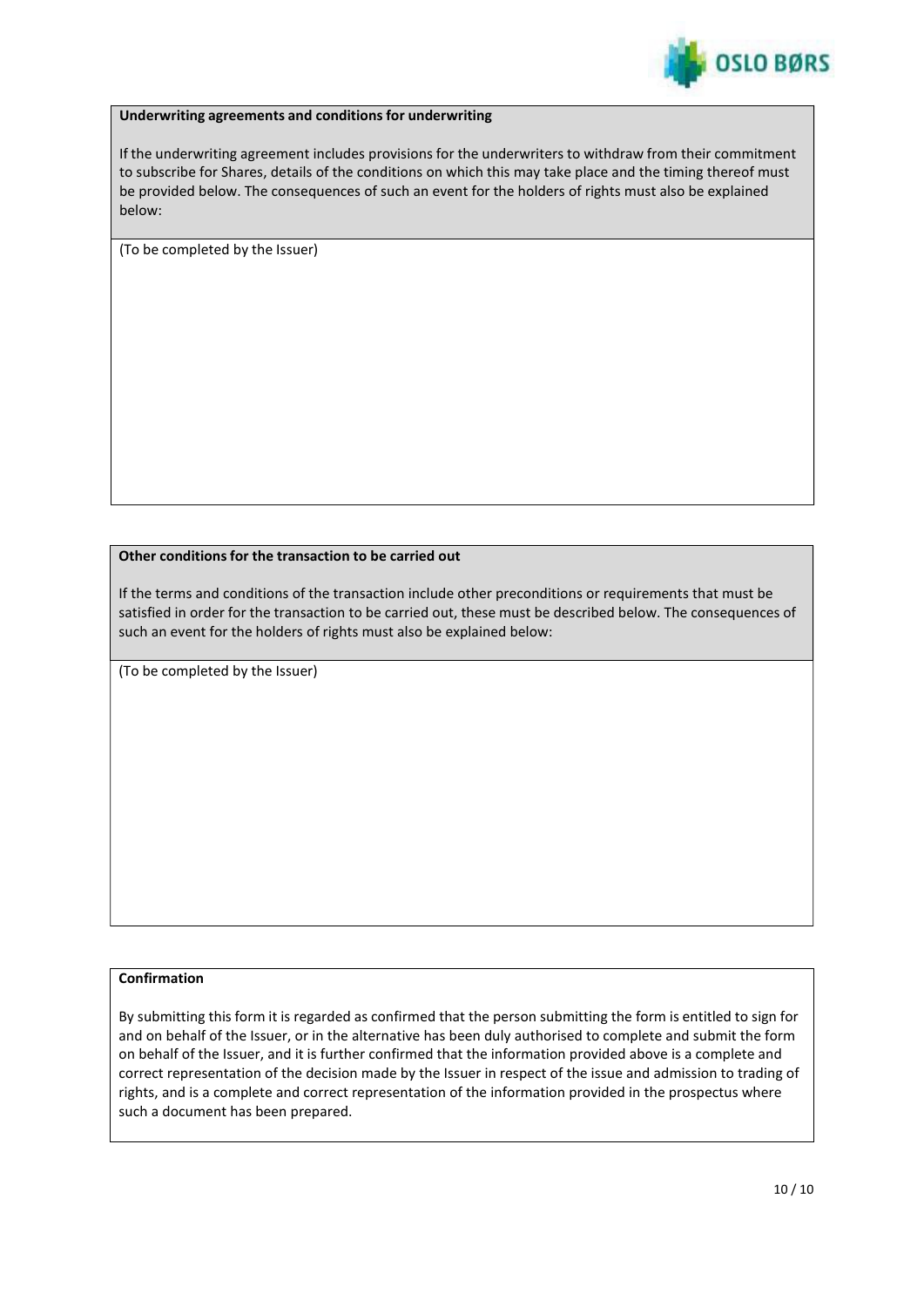**Underwriting agreements and conditions for underwriting**

If the underwriting agreement includes provisions for the underwriters to withdraw from their commitment to subscribe for Shares, details of the conditions on which this may take place and the timing thereof must be provided below. The consequences of such an event for the holders of rights must also be explained below:

(To be completed by the Issuer)

**Other conditions for the transaction to be carried out**

If the terms and conditions of the transaction include other preconditions or requirements that must be satisfied in order for the transaction to be carried out, these must be described below. The consequences of such an event for the holders of rights must also be explained below:

(To be completed by the Issuer)

**Confirmation**

By submitting this form it is regarded as confirmed that the person submitting the form is entitled to sign for and on behalf of the Issuer, or in the alternative has been duly authorised to complete and submit the form on behalf of the Issuer, and it is further confirmed that the information provided above is a complete and correct representation of the decision made by the Issuer in respect of the issue and admission to trading of rights, and is a complete and correct representation of the information provided in the prospectus where such a document has been prepared.